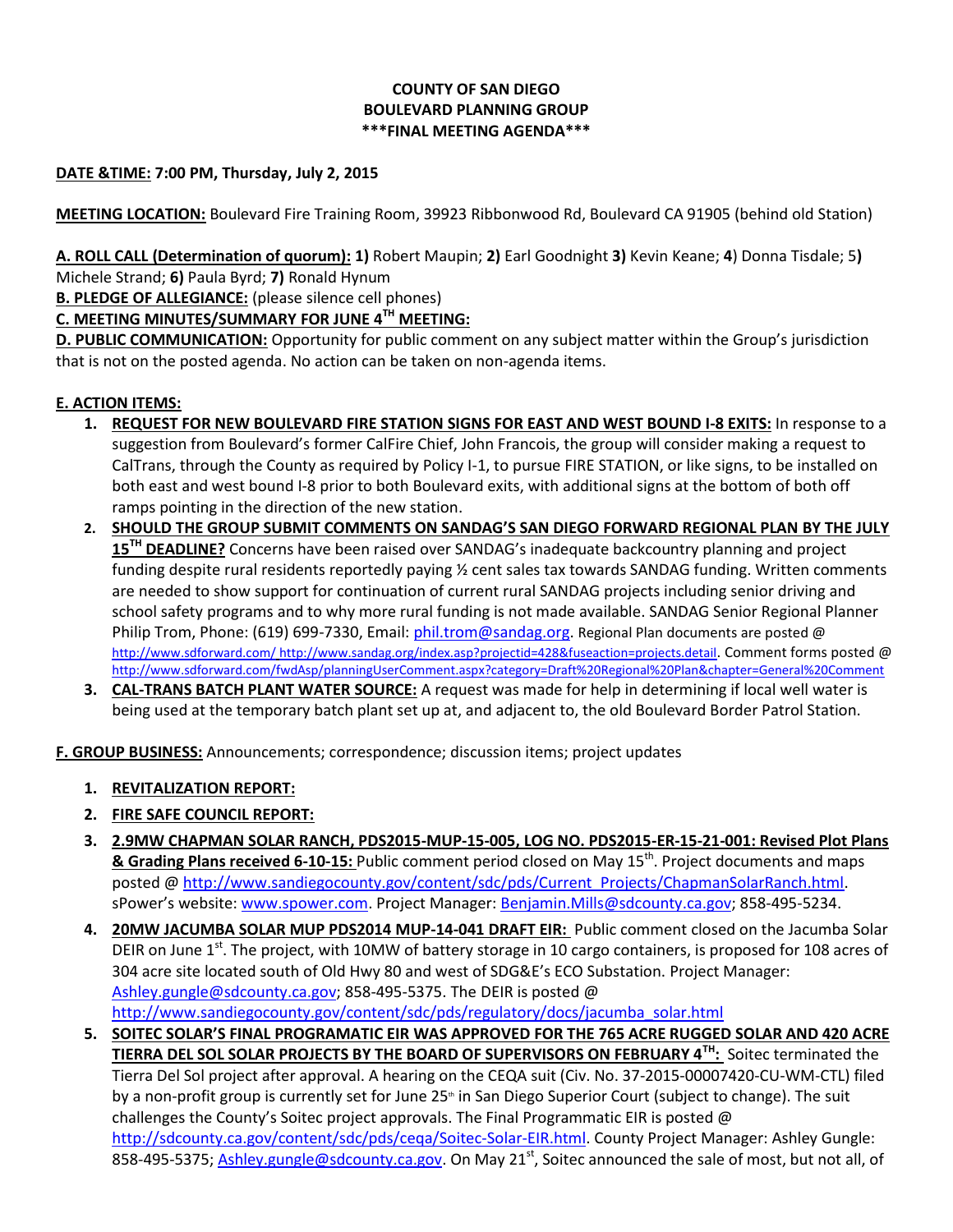**COUNTY OF SAN DIEGO**
**BOULEVARD PLANNING GROUP**
**\*\*\*FINAL MEETING AGENDA\*\*\***

**DATE &TIME: 7:00 PM, Thursday, July 2, 2015**

**MEETING LOCATION:** Boulevard Fire Training Room, 39923 Ribbonwood Rd, Boulevard CA 91905 (behind old Station)

**A. ROLL CALL (Determination of quorum): 1)** Robert Maupin; **2)** Earl Goodnight **3)** Kevin Keane; **4**) Donna Tisdale; 5**)** Michele Strand; **6)** Paula Byrd; **7)** Ronald Hynum

**B. PLEDGE OF ALLEGIANCE:** (please silence cell phones)

**C. MEETING MINUTES/SUMMARY FOR JUNE 4TH MEETING:**

**D. PUBLIC COMMUNICATION:** Opportunity for public comment on any subject matter within the Group's jurisdiction that is not on the posted agenda. No action can be taken on non-agenda items.

**E. ACTION ITEMS:**

1. **REQUEST FOR NEW BOULEVARD FIRE STATION SIGNS FOR EAST AND WEST BOUND I-8 EXITS:** In response to a suggestion from Boulevard's former CalFire Chief, John Francois, the group will consider making a request to CalTrans, through the County as required by Policy I-1, to pursue FIRE STATION, or like signs, to be installed on both east and west bound I-8 prior to both Boulevard exits, with additional signs at the bottom of both off ramps pointing in the direction of the new station.
2. **SHOULD THE GROUP SUBMIT COMMENTS ON SANDAG'S SAN DIEGO FORWARD REGIONAL PLAN BY THE JULY 15TH DEADLINE?** Concerns have been raised over SANDAG's inadequate backcountry planning and project funding despite rural residents reportedly paying ½ cent sales tax towards SANDAG funding. Written comments are needed to show support for continuation of current rural SANDAG projects including senior driving and school safety programs and to why more rural funding is not made available. SANDAG Senior Regional Planner Philip Trom, Phone: (619) 699-7330, Email: phil.trom@sandag.org. Regional Plan documents are posted @ http://www.sdforward.com/ http://www.sandag.org/index.asp?projectid=428&fuseaction=projects.detail. Comment forms posted @ http://www.sdforward.com/fwdAsp/planningUserComment.aspx?category=Draft%20Regional%20Plan&chapter=General%20Comment
3. **CAL-TRANS BATCH PLANT WATER SOURCE:** A request was made for help in determining if local well water is being used at the temporary batch plant set up at, and adjacent to, the old Boulevard Border Patrol Station.

**F. GROUP BUSINESS:** Announcements; correspondence; discussion items; project updates

1. **REVITALIZATION REPORT:**
2. **FIRE SAFE COUNCIL REPORT:**
3. **2.9MW CHAPMAN SOLAR RANCH, PDS2015-MUP-15-005, LOG NO. PDS2015-ER-15-21-001: Revised Plot Plans & Grading Plans received 6-10-15:** Public comment period closed on May 15th. Project documents and maps posted @ http://www.sandiegocounty.gov/content/sdc/pds/Current_Projects/ChapmanSolarRanch.html. sPower's website: www.spower.com. Project Manager: Benjamin.Mills@sdcounty.ca.gov; 858-495-5234.
4. **20MW JACUMBA SOLAR MUP PDS2014 MUP-14-041 DRAFT EIR:** Public comment closed on the Jacumba Solar DEIR on June 1st. The project, with 10MW of battery storage in 10 cargo containers, is proposed for 108 acres of 304 acre site located south of Old Hwy 80 and west of SDG&E's ECO Substation. Project Manager: Ashley.gungle@sdcounty.ca.gov; 858-495-5375. The DEIR is posted @ http://www.sandiegocounty.gov/content/sdc/pds/regulatory/docs/jacumba_solar.html
5. **SOITEC SOLAR'S FINAL PROGRAMATIC EIR WAS APPROVED FOR THE 765 ACRE RUGGED SOLAR AND 420 ACRE TIERRA DEL SOL SOLAR PROJECTS BY THE BOARD OF SUPERVISORS ON FEBRUARY 4TH:** Soitec terminated the Tierra Del Sol project after approval. A hearing on the CEQA suit (Civ. No. 37-2015-00007420-CU-WM-CTL) filed by a non-profit group is currently set for June 25th in San Diego Superior Court (subject to change). The suit challenges the County's Soitec project approvals. The Final Programmatic EIR is posted @ http://sdcounty.ca.gov/content/sdc/pds/ceqa/Soitec-Solar-EIR.html. County Project Manager: Ashley Gungle: 858-495-5375; Ashley.gungle@sdcounty.ca.gov. On May 21st, Soitec announced the sale of most, but not all, of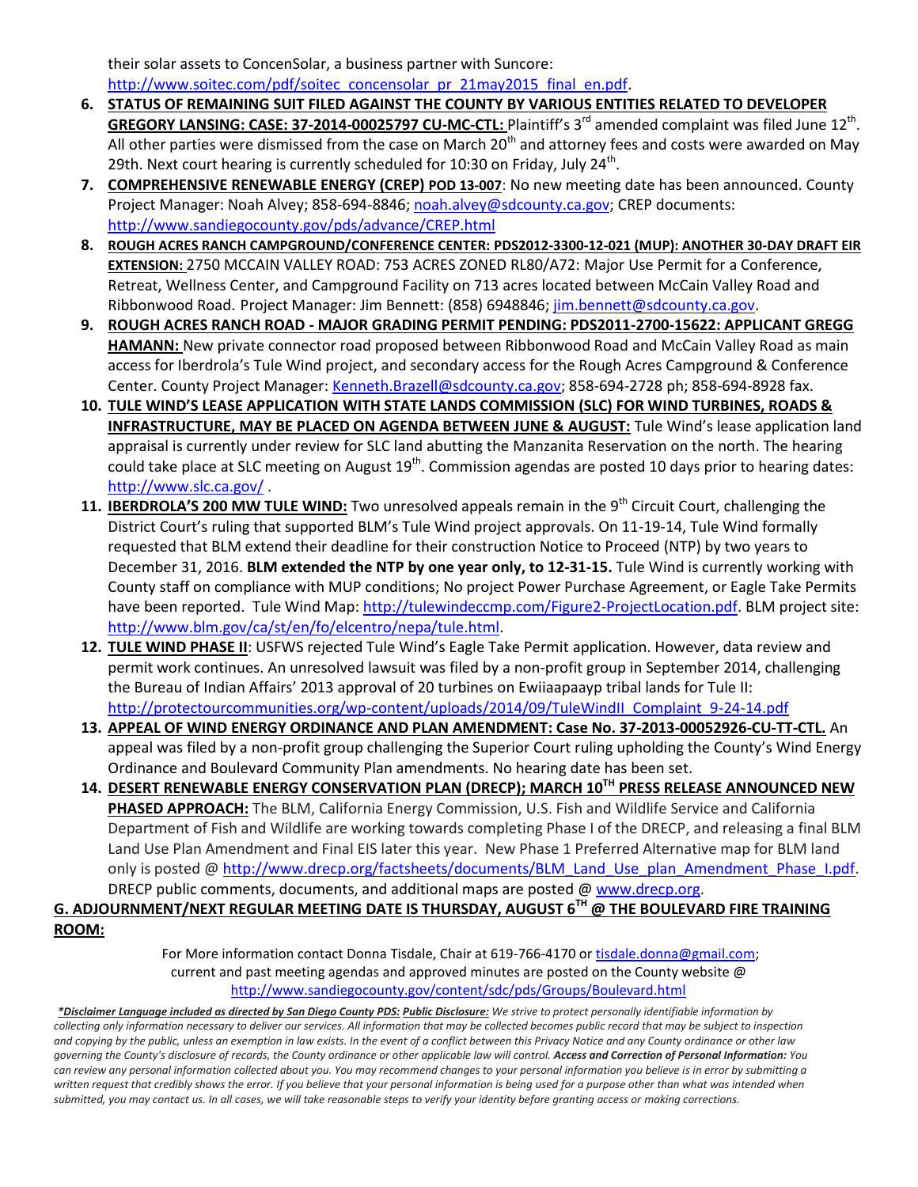their solar assets to ConcenSolar, a business partner with Suncore: http://www.soitec.com/pdf/soitec_concensolar_pr_21may2015_final_en.pdf.

6. **STATUS OF REMAINING SUIT FILED AGAINST THE COUNTY BY VARIOUS ENTITIES RELATED TO DEVELOPER GREGORY LANSING: CASE: 37-2014-00025797 CU-MC-CTL:** Plaintiff's 3rd amended complaint was filed June 12th. All other parties were dismissed from the case on March 20th and attorney fees and costs were awarded on May 29th. Next court hearing is currently scheduled for 10:30 on Friday, July 24th.
7. **COMPREHENSIVE RENEWABLE ENERGY (CREP) POD 13-007**: No new meeting date has been announced. County Project Manager: Noah Alvey; 858-694-8846; noah.alvey@sdcounty.ca.gov; CREP documents: http://www.sandiegocounty.gov/pds/advance/CREP.html
8. **ROUGH ACRES RANCH CAMPGROUND/CONFERENCE CENTER: PDS2012-3300-12-021 (MUP): ANOTHER 30-DAY DRAFT EIR EXTENSION:** 2750 MCCAIN VALLEY ROAD: 753 ACRES ZONED RL80/A72: Major Use Permit for a Conference, Retreat, Wellness Center, and Campground Facility on 713 acres located between McCain Valley Road and Ribbonwood Road. Project Manager: Jim Bennett: (858) 6948846; jim.bennett@sdcounty.ca.gov.
9. **ROUGH ACRES RANCH ROAD - MAJOR GRADING PERMIT PENDING: PDS2011-2700-15622: APPLICANT GREGG HAMANN:** New private connector road proposed between Ribbonwood Road and McCain Valley Road as main access for Iberdrola's Tule Wind project, and secondary access for the Rough Acres Campground & Conference Center. County Project Manager: Kenneth.Brazell@sdcounty.ca.gov; 858-694-2728 ph; 858-694-8928 fax.
10. **TULE WIND'S LEASE APPLICATION WITH STATE LANDS COMMISSION (SLC) FOR WIND TURBINES, ROADS & INFRASTRUCTURE, MAY BE PLACED ON AGENDA BETWEEN JUNE & AUGUST:** Tule Wind's lease application land appraisal is currently under review for SLC land abutting the Manzanita Reservation on the north. The hearing could take place at SLC meeting on August 19th. Commission agendas are posted 10 days prior to hearing dates: http://www.slc.ca.gov/ .
11. **IBERDROLA'S 200 MW TULE WIND:** Two unresolved appeals remain in the 9th Circuit Court, challenging the District Court's ruling that supported BLM's Tule Wind project approvals. On 11-19-14, Tule Wind formally requested that BLM extend their deadline for their construction Notice to Proceed (NTP) by two years to December 31, 2016. **BLM extended the NTP by one year only, to 12-31-15.** Tule Wind is currently working with County staff on compliance with MUP conditions; No project Power Purchase Agreement, or Eagle Take Permits have been reported. Tule Wind Map: http://tulewindeccmp.com/Figure2-ProjectLocation.pdf. BLM project site: http://www.blm.gov/ca/st/en/fo/elcentro/nepa/tule.html.
12. **TULE WIND PHASE II**: USFWS rejected Tule Wind's Eagle Take Permit application. However, data review and permit work continues. An unresolved lawsuit was filed by a non-profit group in September 2014, challenging the Bureau of Indian Affairs' 2013 approval of 20 turbines on Ewiiaapaayp tribal lands for Tule II: http://protectourcommunities.org/wp-content/uploads/2014/09/TuleWindII_Complaint_9-24-14.pdf
13. **APPEAL OF WIND ENERGY ORDINANCE AND PLAN AMENDMENT: Case No. 37-2013-00052926-CU-TT-CTL.** An appeal was filed by a non-profit group challenging the Superior Court ruling upholding the County's Wind Energy Ordinance and Boulevard Community Plan amendments. No hearing date has been set.
14. **DESERT RENEWABLE ENERGY CONSERVATION PLAN (DRECP); MARCH 10TH PRESS RELEASE ANNOUNCED NEW PHASED APPROACH:** The BLM, California Energy Commission, U.S. Fish and Wildlife Service and California Department of Fish and Wildlife are working towards completing Phase I of the DRECP, and releasing a final BLM Land Use Plan Amendment and Final EIS later this year. New Phase 1 Preferred Alternative map for BLM land only is posted @ http://www.drecp.org/factsheets/documents/BLM_Land_Use_plan_Amendment_Phase_I.pdf. DRECP public comments, documents, and additional maps are posted @ www.drecp.org.

**G. ADJOURNMENT/NEXT REGULAR MEETING DATE IS THURSDAY, AUGUST 6TH @ THE BOULEVARD FIRE TRAINING ROOM:**

For More information contact Donna Tisdale, Chair at 619-766-4170 or tisdale.donna@gmail.com; current and past meeting agendas and approved minutes are posted on the County website @ http://www.sandiegocounty.gov/content/sdc/pds/Groups/Boulevard.html

***Disclaimer Language included as directed by San Diego County PDS: Public Disclosure:*** *We strive to protect personally identifiable information by collecting only information necessary to deliver our services. All information that may be collected becomes public record that may be subject to inspection and copying by the public, unless an exemption in law exists. In the event of a conflict between this Privacy Notice and any County ordinance or other law governing the County's disclosure of records, the County ordinance or other applicable law will control.* ***Access and Correction of Personal Information:*** *You can review any personal information collected about you. You may recommend changes to your personal information you believe is in error by submitting a written request that credibly shows the error. If you believe that your personal information is being used for a purpose other than what was intended when submitted, you may contact us. In all cases, we will take reasonable steps to verify your identity before granting access or making corrections.*